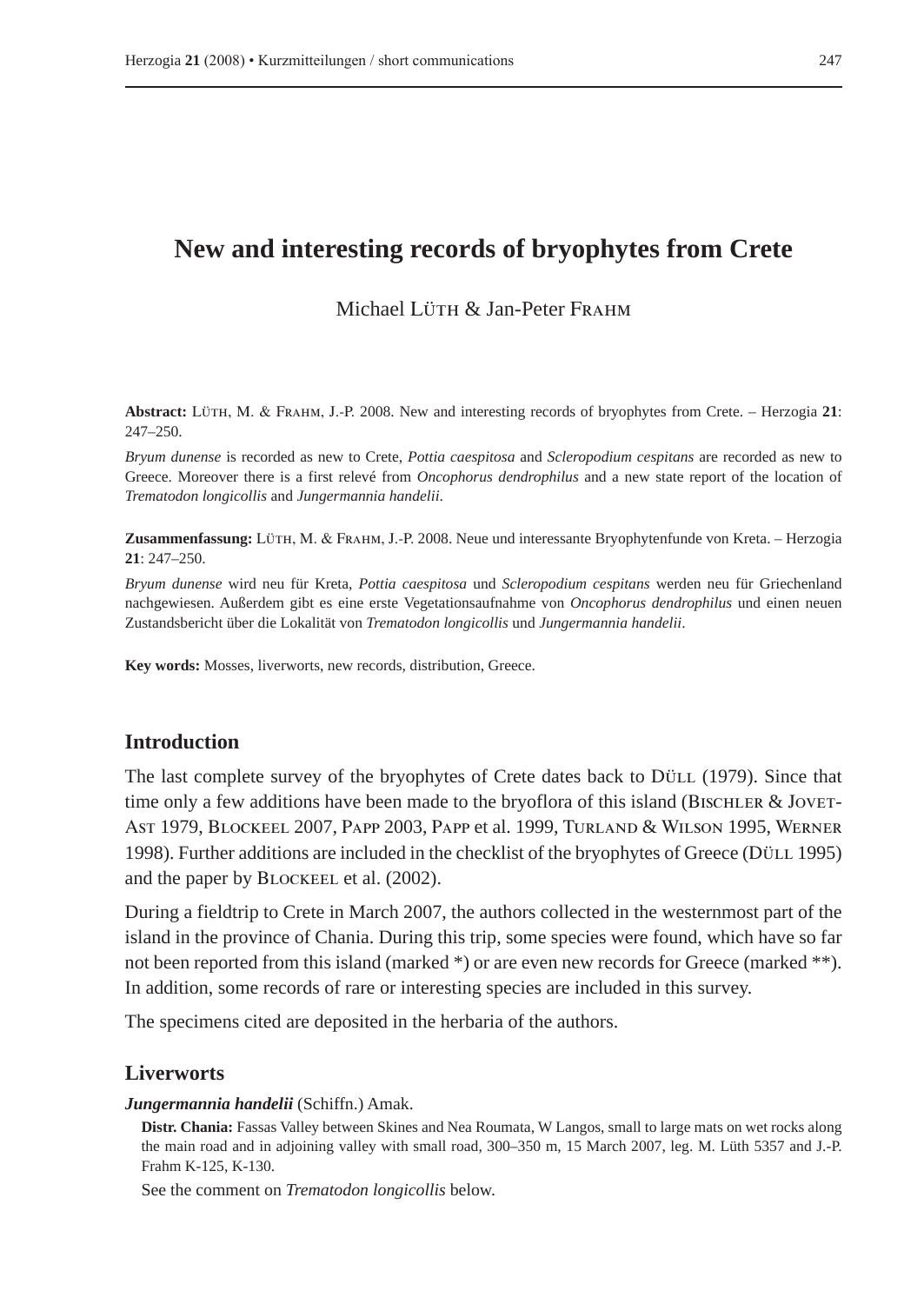# New and interesting records of bryophytes from Crete

Michael Lüth & Jan-Peter Frahm

**Abstract:** Lüth, M. & Frahm, J.-P. 2008. New and interesting records of bryophytes from Crete. – Herzogia **21**: 247–250.

*Bryum dunense* is recorded as new to Crete, *Pottia caespitosa* and *Scleropodium cespitans* are recorded as new to Greece. Moreover there is a first relevé from *Oncophorus dendrophilus* and a new state report of the location of *Trematodon longicollis* and *Jungermannia handelii*.

**Zusammenfassung:** Lüth, M. & Frahm, J.-P. 2008. Neue und interessante Bryophytenfunde von Kreta. – Herzogia **21**: 247–250.

*Bryum dunense* wird neu für Kreta, *Pottia caespitosa* und *Scleropodium cespitans* werden neu für Griechenland nachgewiesen. Außerdem gibt es eine erste Vegetationsaufnahme von *Oncophorus dendrophilus* und einen neuen Zustandsbericht über die Lokalität von *Trematodon longicollis* und *Jungermannia handelii*.

**Key words:** Mosses, liverworts, new records, distribution, Greece.

## Introduction

The last complete survey of the bryophytes of Crete dates back to Düll (1979). Since that time only a few additions have been made to the bryoflora of this island (Bischler & Jovet-Ast 1979, Blockeel 2007, Papp 2003, Papp et al. 1999, Turland & Wilson 1995, Werner 1998). Further additions are included in the checklist of the bryophytes of Greece (Düll 1995) and the paper by Blockeel et al. (2002).

During a fieldtrip to Crete in March 2007, the authors collected in the westernmost part of the island in the province of Chania. During this trip, some species were found, which have so far not been reported from this island (marked *) or are even new records for Greece (marked **). In addition, some records of rare or interesting species are included in this survey.

The specimens cited are deposited in the herbaria of the authors.

## Liverworts

***Jungermannia handelii*** (Schiffn.) Amak.

**Distr. Chania:** Fassas Valley between Skines and Nea Roumata, W Langos, small to large mats on wet rocks along the main road and in adjoining valley with small road, 300–350 m, 15 March 2007, leg. M. Lüth 5357 and J.-P. Frahm K-125, K-130.

See the comment on *Trematodon longicollis* below.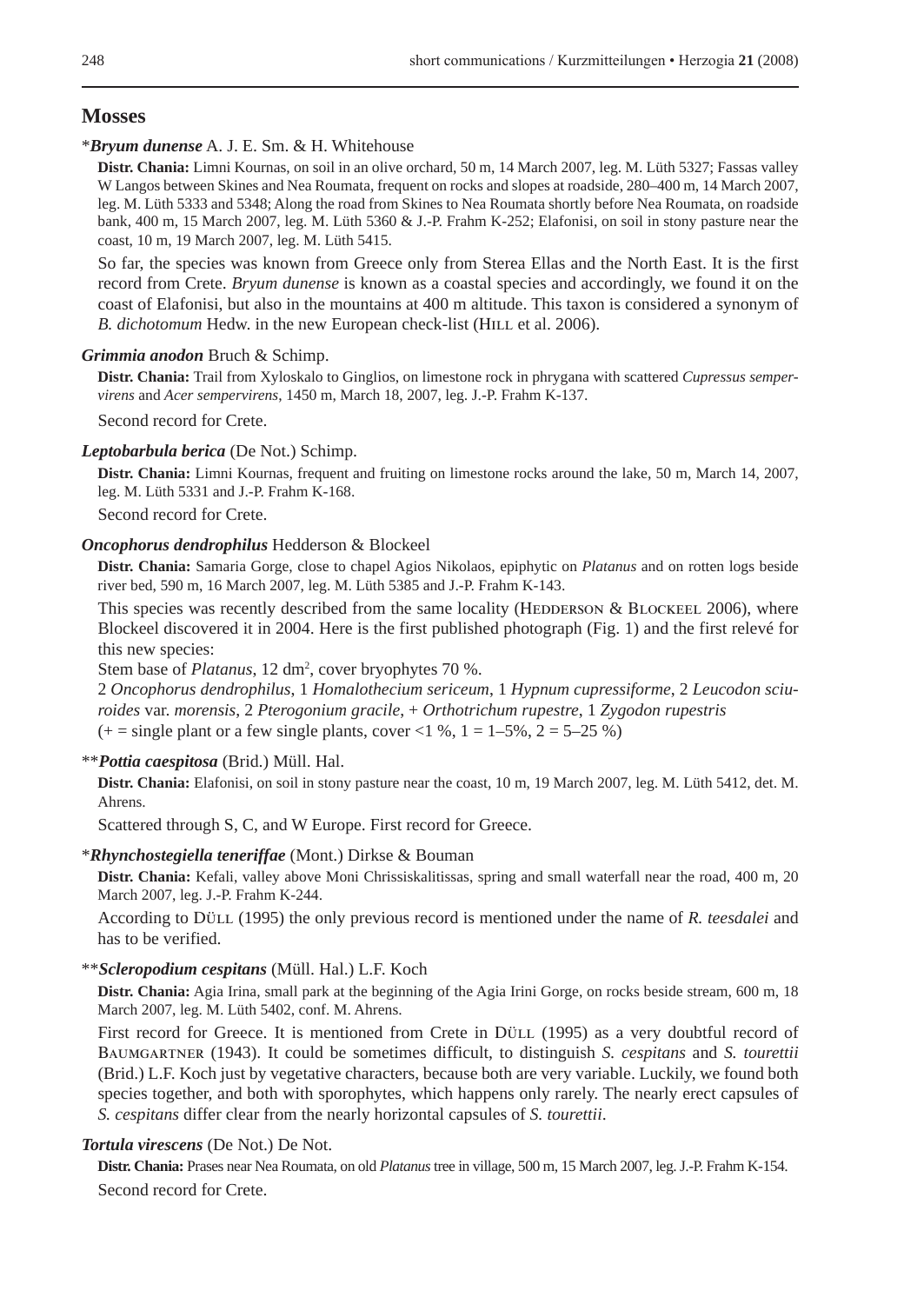## Mosses

*__*Bryum dunense*__ A. J. E. Sm. & H. Whitehouse

**Distr. Chania:** Limni Kournas, on soil in an olive orchard, 50 m, 14 March 2007, leg. M. Lüth 5327; Fassas valley W Langos between Skines and Nea Roumata, frequent on rocks and slopes at roadside, 280–400 m, 14 March 2007, leg. M. Lüth 5333 and 5348; Along the road from Skines to Nea Roumata shortly before Nea Roumata, on roadside bank, 400 m, 15 March 2007, leg. M. Lüth 5360 & J.-P. Frahm K-252; Elafonisi, on soil in stony pasture near the coast, 10 m, 19 March 2007, leg. M. Lüth 5415.

So far, the species was known from Greece only from Sterea Ellas and the North East. It is the first record from Crete. *Bryum dunense* is known as a coastal species and accordingly, we found it on the coast of Elafonisi, but also in the mountains at 400 m altitude. This taxon is considered a synonym of *B. dichotomum* Hedw. in the new European check-list (Hill et al. 2006).

***Grimmia anodon*** Bruch & Schimp.

**Distr. Chania:** Trail from Xyloskalo to Ginglios, on limestone rock in phrygana with scattered *Cupressus sempervirens* and *Acer sempervirens*, 1450 m, March 18, 2007, leg. J.-P. Frahm K-137.

Second record for Crete.

***Leptobarbula berica*** (De Not.) Schimp.

**Distr. Chania:** Limni Kournas, frequent and fruiting on limestone rocks around the lake, 50 m, March 14, 2007, leg. M. Lüth 5331 and J.-P. Frahm K-168.

Second record for Crete.

***Oncophorus dendrophilus*** Hedderson & Blockeel

**Distr. Chania:** Samaria Gorge, close to chapel Agios Nikolaos, epiphytic on *Platanus* and on rotten logs beside river bed, 590 m, 16 March 2007, leg. M. Lüth 5385 and J.-P. Frahm K-143.

This species was recently described from the same locality (Hedderson & Blockeel 2006), where Blockeel discovered it in 2004. Here is the first published photograph (Fig. 1) and the first relevé for this new species:

Stem base of *Platanus*, 12 $dm^2$, cover bryophytes 70 %.

2 *Oncophorus dendrophilus*, 1 *Homalothecium sericeum*, 1 *Hypnum cupressiforme*, 2 *Leucodon sciuroides* var. *morensis*, 2 *Pterogonium gracile*, + *Orthotrichum rupestre*, 1 *Zygodon rupestris*
(+ = single plant or a few single plants, cover <1 %, 1 = 1–5%, 2 = 5–25 %)

**__*Pottia caespitosa*__ (Brid.) Müll. Hal.

**Distr. Chania:** Elafonisi, on soil in stony pasture near the coast, 10 m, 19 March 2007, leg. M. Lüth 5412, det. M. Ahrens.

Scattered through S, C, and W Europe. First record for Greece.

*__*Rhynchostegiella teneriffae*__ (Mont.) Dirkse & Bouman

**Distr. Chania:** Kefali, valley above Moni Chrissiskalitissas, spring and small waterfall near the road, 400 m, 20 March 2007, leg. J.-P. Frahm K-244.

According to Düll (1995) the only previous record is mentioned under the name of *R. teesdalei* and has to be verified.

**__*Scleropodium cespitans*__ (Müll. Hal.) L.F. Koch

**Distr. Chania:** Agia Irina, small park at the beginning of the Agia Irini Gorge, on rocks beside stream, 600 m, 18 March 2007, leg. M. Lüth 5402, conf. M. Ahrens.

First record for Greece. It is mentioned from Crete in Düll (1995) as a very doubtful record of Baumgartner (1943). It could be sometimes difficult, to distinguish *S. cespitans* and *S. tourettii* (Brid.) L.F. Koch just by vegetative characters, because both are very variable. Luckily, we found both species together, and both with sporophytes, which happens only rarely. The nearly erect capsules of *S. cespitans* differ clear from the nearly horizontal capsules of *S. tourettii*.

***Tortula virescens*** (De Not.) De Not.

**Distr. Chania:** Prases near Nea Roumata, on old *Platanus* tree in village, 500 m, 15 March 2007, leg. J.-P. Frahm K-154.

Second record for Crete.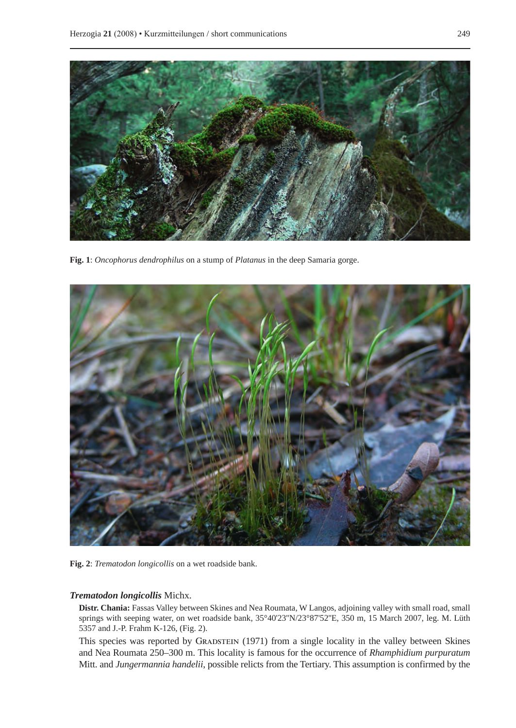**Fig. 1**: *Oncophorus dendrophilus* on a stump of *Platanus* in the deep Samaria gorge.

**Fig. 2**: *Trematodon longicollis* on a wet roadside bank.

***Trematodon longicollis*** Michx.

**Distr. Chania:** Fassas Valley between Skines and Nea Roumata, W Langos, adjoining valley with small road, small springs with seeping water, on wet roadside bank, 35°40'23"N/23°87'52"E, 350 m, 15 March 2007, leg. M. Lüth 5357 and J.-P. Frahm K-126, (Fig. 2).

This species was reported by Gradstein (1971) from a single locality in the valley between Skines and Nea Roumata 250–300 m. This locality is famous for the occurrence of *Rhamphidium purpuratum* Mitt. and *Jungermannia handelii*, possible relicts from the Tertiary. This assumption is confirmed by the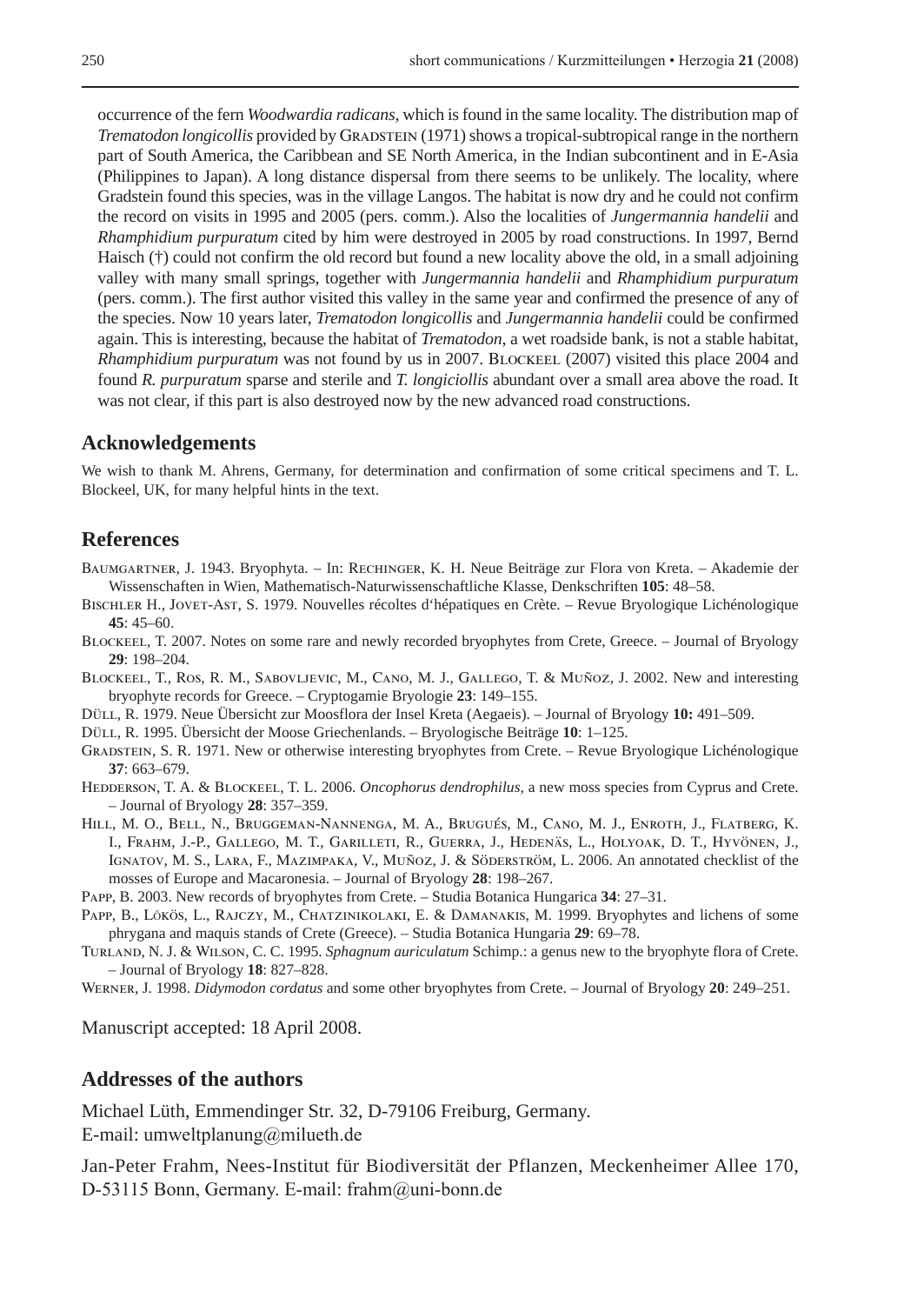occurrence of the fern *Woodwardia radicans*, which is found in the same locality. The distribution map of *Trematodon longicollis* provided by Gradstein (1971) shows a tropical-subtropical range in the northern part of South America, the Caribbean and SE North America, in the Indian subcontinent and in E-Asia (Philippines to Japan). A long distance dispersal from there seems to be unlikely. The locality, where Gradstein found this species, was in the village Langos. The habitat is now dry and he could not confirm the record on visits in 1995 and 2005 (pers. comm.). Also the localities of *Jungermannia handelii* and *Rhamphidium purpuratum* cited by him were destroyed in 2005 by road constructions. In 1997, Bernd Haisch (†) could not confirm the old record but found a new locality above the old, in a small adjoining valley with many small springs, together with *Jungermannia handelii* and *Rhamphidium purpuratum* (pers. comm.). The first author visited this valley in the same year and confirmed the presence of any of the species. Now 10 years later, *Trematodon longicollis* and *Jungermannia handelii* could be confirmed again. This is interesting, because the habitat of *Trematodon*, a wet roadside bank, is not a stable habitat, *Rhamphidium purpuratum* was not found by us in 2007. Blockeel (2007) visited this place 2004 and found *R. purpuratum* sparse and sterile and *T. longiciollis* abundant over a small area above the road. It was not clear, if this part is also destroyed now by the new advanced road constructions.

## Acknowledgements

We wish to thank M. Ahrens, Germany, for determination and confirmation of some critical specimens and T. L. Blockeel, UK, for many helpful hints in the text.

## References

Baumgartner, J. 1943. Bryophyta. – In: Rechinger, K. H. Neue Beiträge zur Flora von Kreta. – Akademie der Wissenschaften in Wien, Mathematisch-Naturwissenschaftliche Klasse, Denkschriften **105**: 48–58.

Bischler H., Jovet-Ast, S. 1979. Nouvelles récoltes d'hépatiques en Crète. – Revue Bryologique Lichénologique **45**: 45–60.

Blockeel, T. 2007. Notes on some rare and newly recorded bryophytes from Crete, Greece. – Journal of Bryology **29**: 198–204.

Blockeel, T., Ros, R. M., Sabovljevic, M., Cano, M. J., Gallego, T. & Muñoz, J. 2002. New and interesting bryophyte records for Greece. – Cryptogamie Bryologie **23**: 149–155.

Düll, R. 1979. Neue Übersicht zur Moosflora der Insel Kreta (Aegaeis). – Journal of Bryology **10:** 491–509.

Düll, R. 1995. Übersicht der Moose Griechenlands. – Bryologische Beiträge **10**: 1–125.

Gradstein, S. R. 1971. New or otherwise interesting bryophytes from Crete. – Revue Bryologique Lichénologique **37**: 663–679.

Hedderson, T. A. & Blockeel, T. L. 2006. *Oncophorus dendrophilus*, a new moss species from Cyprus and Crete. – Journal of Bryology **28**: 357–359.

Hill, M. O., Bell, N., Bruggeman-Nannenga, M. A., Brugués, M., Cano, M. J., Enroth, J., Flatberg, K. I., Frahm, J.-P., Gallego, M. T., Garilleti, R., Guerra, J., Hedenäs, L., Holyoak, D. T., Hyvönen, J., Ignatov, M. S., Lara, F., Mazimpaka, V., Muñoz, J. & Söderström, L. 2006. An annotated checklist of the mosses of Europe and Macaronesia. – Journal of Bryology **28**: 198–267.

Papp, B. 2003. New records of bryophytes from Crete. – Studia Botanica Hungarica **34**: 27–31.

Papp, B., Lökös, L., Rajczy, M., Chatzinikolaki, E. & Damanakis, M. 1999. Bryophytes and lichens of some phrygana and maquis stands of Crete (Greece). – Studia Botanica Hungaria **29**: 69–78.

Turland, N. J. & Wilson, C. C. 1995. *Sphagnum auriculatum* Schimp.: a genus new to the bryophyte flora of Crete. – Journal of Bryology **18**: 827–828.

Werner, J. 1998. *Didymodon cordatus* and some other bryophytes from Crete. – Journal of Bryology **20**: 249–251.

Manuscript accepted: 18 April 2008.

## Addresses of the authors

Michael Lüth, Emmendinger Str. 32, D-79106 Freiburg, Germany.
E-mail: umweltplanung@milueth.de

Jan-Peter Frahm, Nees-Institut für Biodiversität der Pflanzen, Meckenheimer Allee 170, D-53115 Bonn, Germany. E-mail: frahm@uni-bonn.de